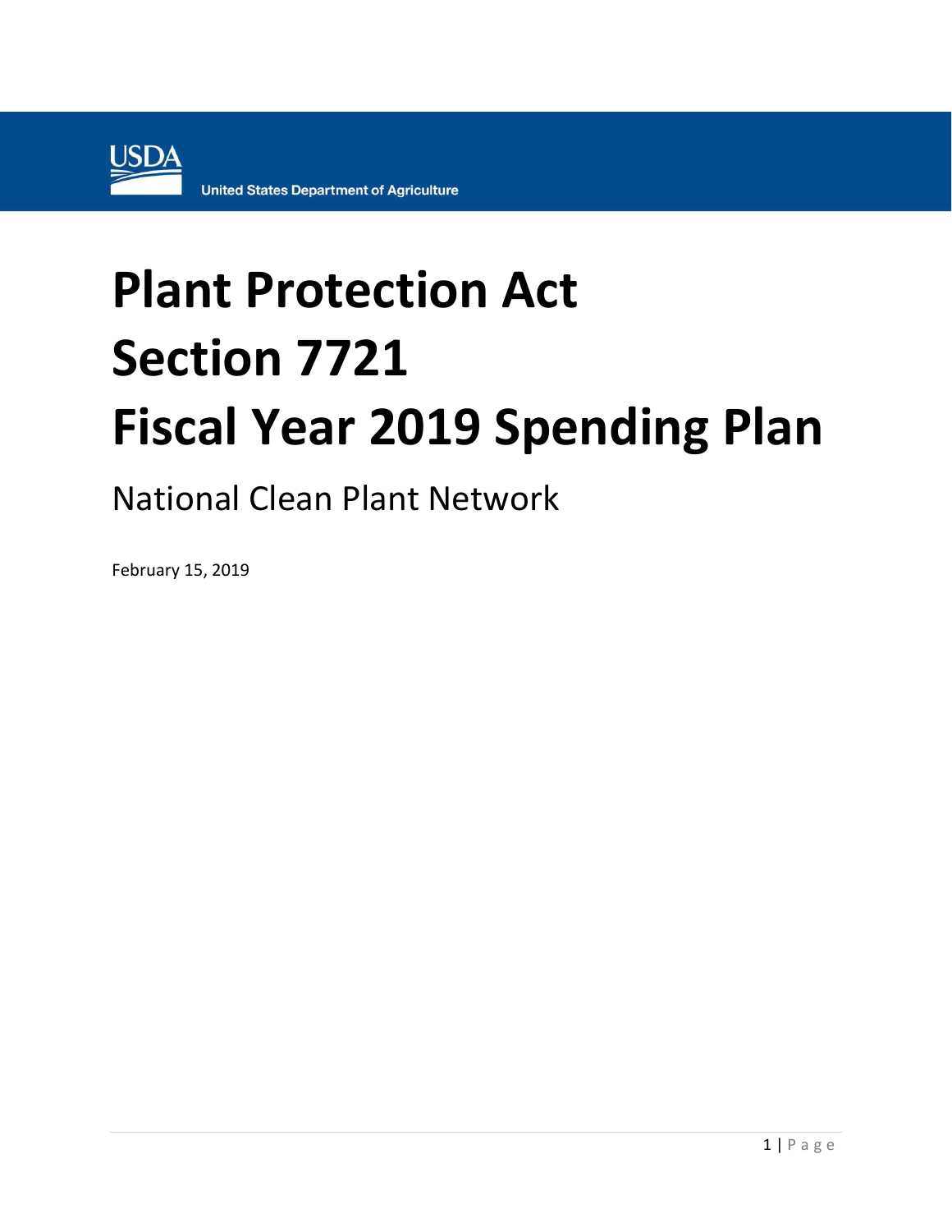USDA

United States Department of Agriculture

# Plant Protection Act
# Section 7721
# Fiscal Year 2019 Spending Plan

## National Clean Plant Network

February 15, 2019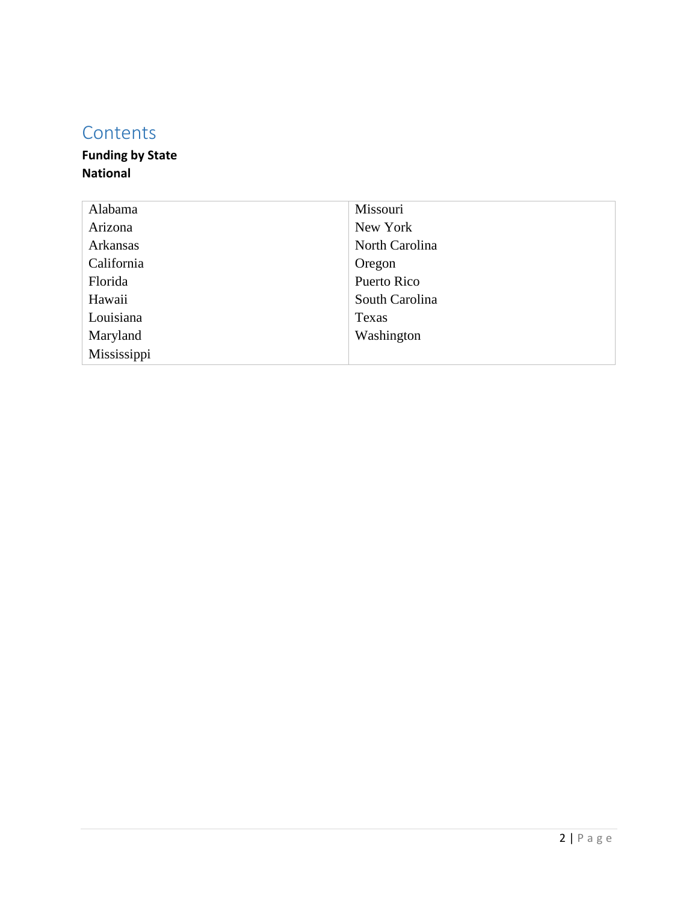# Contents

**Funding by State**
**National**

| | |
|---|---|
| Alabama | Missouri |
| Arizona | New York |
| Arkansas | North Carolina |
| California | Oregon |
| Florida | Puerto Rico |
| Hawaii | South Carolina |
| Louisiana | Texas |
| Maryland | Washington |
| Mississippi | |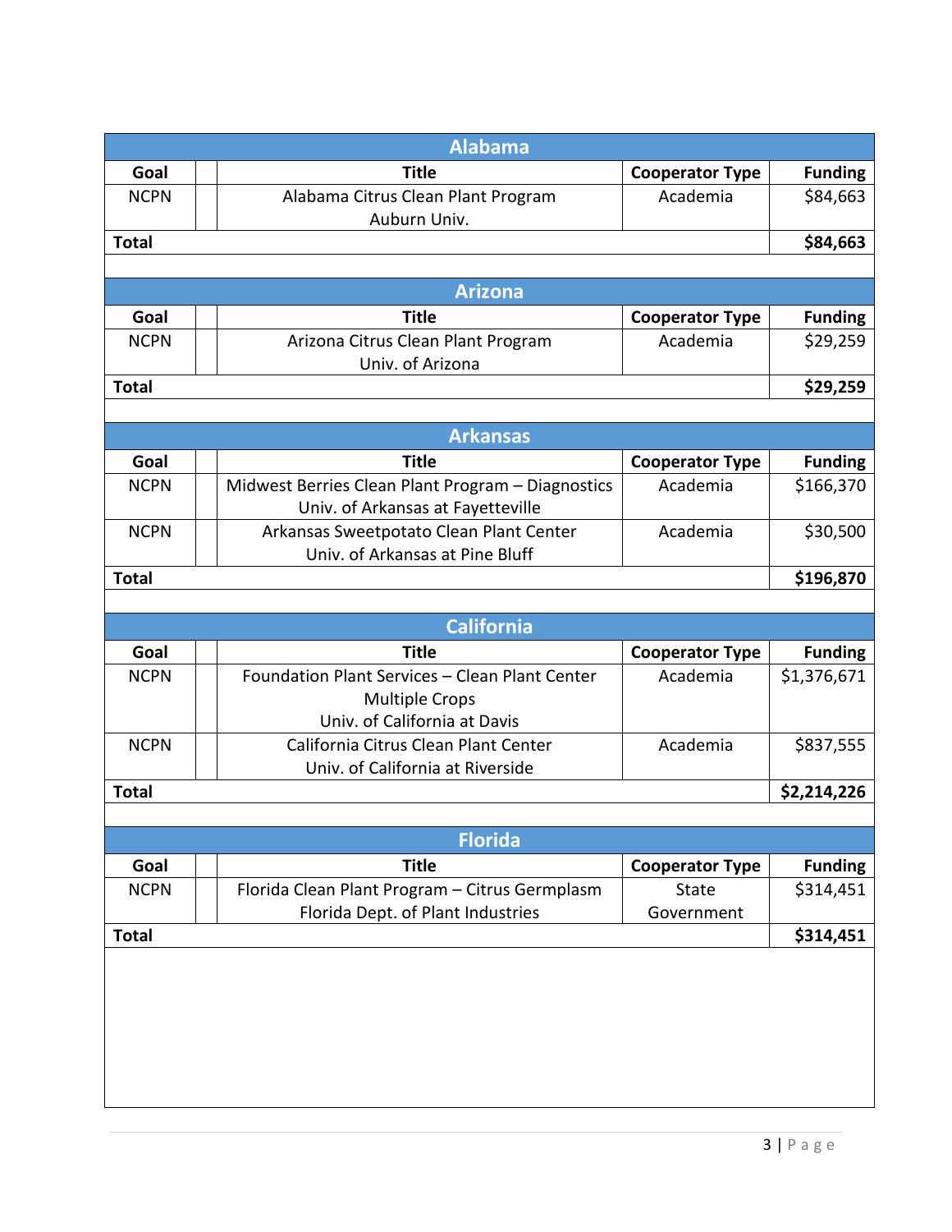## Alabama

| Goal | Title | Cooperator Type | Funding |
|---|---|---|---|
| NCPN | Alabama Citrus Clean Plant Program<br>Auburn Univ. | Academia | $84,663 |
| **Total** | | | **$84,663** |

## Arizona

| Goal | Title | Cooperator Type | Funding |
|---|---|---|---|
| NCPN | Arizona Citrus Clean Plant Program<br>Univ. of Arizona | Academia | $29,259 |
| **Total** | | | **$29,259** |

## Arkansas

| Goal | Title | Cooperator Type | Funding |
|---|---|---|---|
| NCPN | Midwest Berries Clean Plant Program – Diagnostics<br>Univ. of Arkansas at Fayetteville | Academia | $166,370 |
| NCPN | Arkansas Sweetpotato Clean Plant Center<br>Univ. of Arkansas at Pine Bluff | Academia | $30,500 |
| **Total** | | | **$196,870** |

## California

| Goal | Title | Cooperator Type | Funding |
|---|---|---|---|
| NCPN | Foundation Plant Services – Clean Plant Center<br>Multiple Crops<br>Univ. of California at Davis | Academia | $1,376,671 |
| NCPN | California Citrus Clean Plant Center<br>Univ. of California at Riverside | Academia | $837,555 |
| **Total** | | | **$2,214,226** |

## Florida

| Goal | Title | Cooperator Type | Funding |
|---|---|---|---|
| NCPN | Florida Clean Plant Program – Citrus Germplasm<br>Florida Dept. of Plant Industries | State Government | $314,451 |
| **Total** | | | **$314,451** |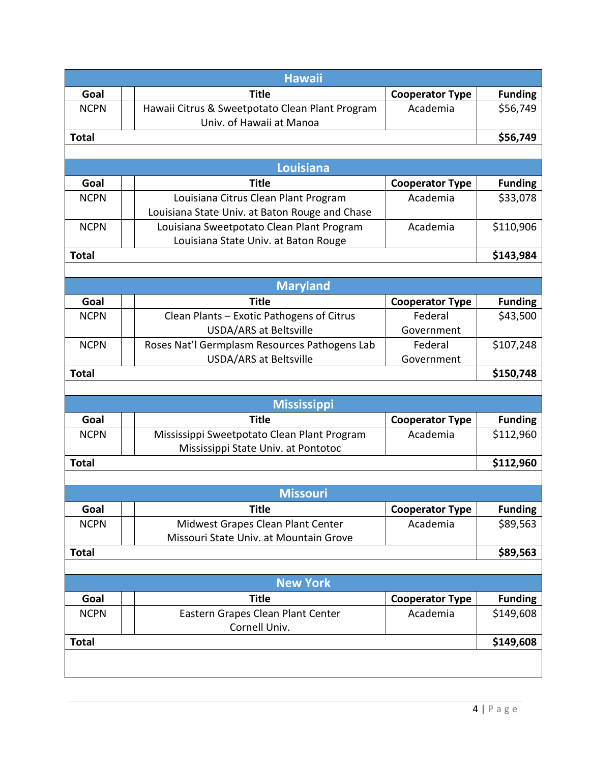## Hawaii

| Goal | | Title | Cooperator Type | Funding |
|---|---|---|---|---|
| NCPN | | Hawaii Citrus & Sweetpotato Clean Plant Program Univ. of Hawaii at Manoa | Academia | $56,749 |
| **Total** | | | | **$56,749** |

## Louisiana

| Goal | | Title | Cooperator Type | Funding |
|---|---|---|---|---|
| NCPN | | Louisiana Citrus Clean Plant Program Louisiana State Univ. at Baton Rouge and Chase | Academia | $33,078 |
| NCPN | | Louisiana Sweetpotato Clean Plant Program Louisiana State Univ. at Baton Rouge | Academia | $110,906 |
| **Total** | | | | **$143,984** |

## Maryland

| Goal | | Title | Cooperator Type | Funding |
|---|---|---|---|---|
| NCPN | | Clean Plants – Exotic Pathogens of Citrus USDA/ARS at Beltsville | Federal Government | $43,500 |
| NCPN | | Roses Nat'l Germplasm Resources Pathogens Lab USDA/ARS at Beltsville | Federal Government | $107,248 |
| **Total** | | | | **$150,748** |

## Mississippi

| Goal | | Title | Cooperator Type | Funding |
|---|---|---|---|---|
| NCPN | | Mississippi Sweetpotato Clean Plant Program Mississippi State Univ. at Pontotoc | Academia | $112,960 |
| **Total** | | | | **$112,960** |

## Missouri

| Goal | | Title | Cooperator Type | Funding |
|---|---|---|---|---|
| NCPN | | Midwest Grapes Clean Plant Center Missouri State Univ. at Mountain Grove | Academia | $89,563 |
| **Total** | | | | **$89,563** |

## New York

| Goal | | Title | Cooperator Type | Funding |
|---|---|---|---|---|
| NCPN | | Eastern Grapes Clean Plant Center Cornell Univ. | Academia | $149,608 |
| **Total** | | | | **$149,608** |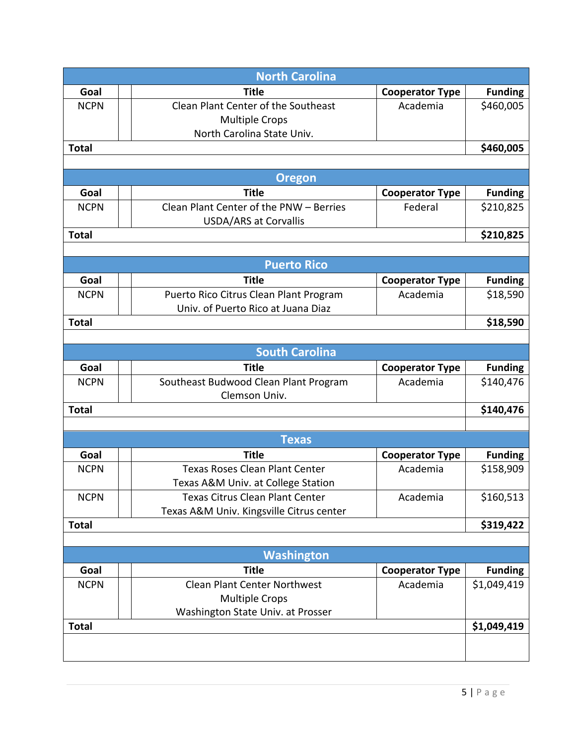| North Carolina | | | | |
|---|---|---|---|---|
| **Goal** | | **Title** | **Cooperator Type** | **Funding** |
| NCPN | | Clean Plant Center of the Southeast<br>Multiple Crops<br>North Carolina State Univ. | Academia | $460,005 |
| **Total** | | | | **$460,005** |

| Oregon | | | | |
|---|---|---|---|---|
| **Goal** | | **Title** | **Cooperator Type** | **Funding** |
| NCPN | | Clean Plant Center of the PNW – Berries<br>USDA/ARS at Corvallis | Federal | $210,825 |
| **Total** | | | | **$210,825** |

| Puerto Rico | | | | |
|---|---|---|---|---|
| **Goal** | | **Title** | **Cooperator Type** | **Funding** |
| NCPN | | Puerto Rico Citrus Clean Plant Program<br>Univ. of Puerto Rico at Juana Diaz | Academia | $18,590 |
| **Total** | | | | **$18,590** |

| South Carolina | | | | |
|---|---|---|---|---|
| **Goal** | | **Title** | **Cooperator Type** | **Funding** |
| NCPN | | Southeast Budwood Clean Plant Program<br>Clemson Univ. | Academia | $140,476 |
| **Total** | | | | **$140,476** |

| Texas | | | | |
|---|---|---|---|---|
| **Goal** | | **Title** | **Cooperator Type** | **Funding** |
| NCPN | | Texas Roses Clean Plant Center<br>Texas A&M Univ. at College Station | Academia | $158,909 |
| NCPN | | Texas Citrus Clean Plant Center<br>Texas A&M Univ. Kingsville Citrus center | Academia | $160,513 |
| **Total** | | | | **$319,422** |

| Washington | | | | |
|---|---|---|---|---|
| **Goal** | | **Title** | **Cooperator Type** | **Funding** |
| NCPN | | Clean Plant Center Northwest<br>Multiple Crops<br>Washington State Univ. at Prosser | Academia | $1,049,419 |
| **Total** | | | | **$1,049,419** |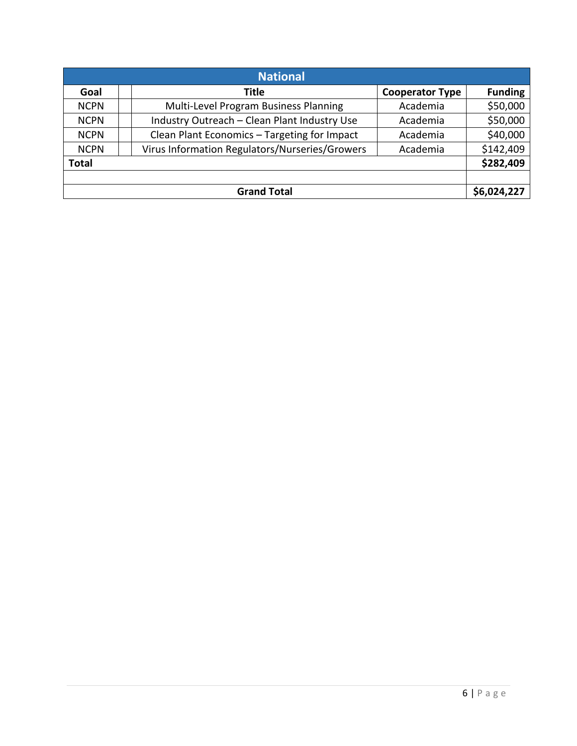| National | | | | |
| --- | --- | --- | --- | --- |
| **Goal** | | **Title** | **Cooperator Type** | **Funding** |
| NCPN | | Multi-Level Program Business Planning | Academia | $50,000 |
| NCPN | | Industry Outreach – Clean Plant Industry Use | Academia | $50,000 |
| NCPN | | Clean Plant Economics – Targeting for Impact | Academia | $40,000 |
| NCPN | | Virus Information Regulators/Nurseries/Growers | Academia | $142,409 |
| **Total** | | | | **$282,409** |
| | | | | |
| **Grand Total** | | | | **$6,024,227** |